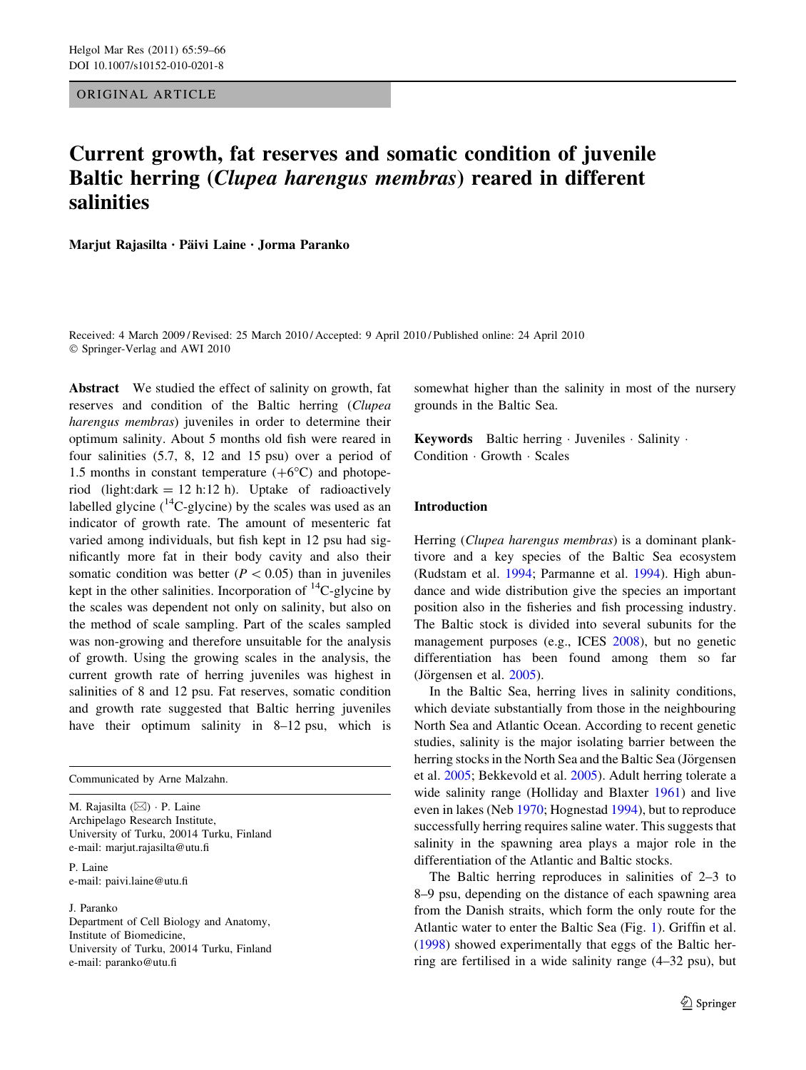ORIGINAL ARTICLE

# Current growth, fat reserves and somatic condition of juvenile Baltic herring (*Clupea harengus membras*) reared in different salinities

**Marjut Rajasilta · Päivi Laine · Jorma Paranko**

Received: 4 March 2009 / Revised: 25 March 2010 / Accepted: 9 April 2010 / Published online: 24 April 2010
© Springer-Verlag and AWI 2010

**Abstract** We studied the effect of salinity on growth, fat reserves and condition of the Baltic herring (*Clupea harengus membras*) juveniles in order to determine their optimum salinity. About 5 months old fish were reared in four salinities (5.7, 8, 12 and 15 psu) over a period of 1.5 months in constant temperature (+6°C) and photoperiod (light:dark = 12 h:12 h). Uptake of radioactively labelled glycine ($^{14}$C-glycine) by the scales was used as an indicator of growth rate. The amount of mesenteric fat varied among individuals, but fish kept in 12 psu had significantly more fat in their body cavity and also their somatic condition was better ($P < 0.05$) than in juveniles kept in the other salinities. Incorporation of $^{14}$C-glycine by the scales was dependent not only on salinity, but also on the method of scale sampling. Part of the scales sampled was non-growing and therefore unsuitable for the analysis of growth. Using the growing scales in the analysis, the current growth rate of herring juveniles was highest in salinities of 8 and 12 psu. Fat reserves, somatic condition and growth rate suggested that Baltic herring juveniles have their optimum salinity in 8–12 psu, which is somewhat higher than the salinity in most of the nursery grounds in the Baltic Sea.

**Keywords** Baltic herring · Juveniles · Salinity · Condition · Growth · Scales

Communicated by Arne Malzahn.

M. Rajasilta (✉) · P. Laine
Archipelago Research Institute,
University of Turku, 20014 Turku, Finland
e-mail: marjut.rajasilta@utu.fi

P. Laine
e-mail: paivi.laine@utu.fi

J. Paranko
Department of Cell Biology and Anatomy,
Institute of Biomedicine,
University of Turku, 20014 Turku, Finland
e-mail: paranko@utu.fi

## Introduction

Herring (*Clupea harengus membras*) is a dominant planktivore and a key species of the Baltic Sea ecosystem (Rudstam et al. 1994; Parmanne et al. 1994). High abundance and wide distribution give the species an important position also in the fisheries and fish processing industry. The Baltic stock is divided into several subunits for the management purposes (e.g., ICES 2008), but no genetic differentiation has been found among them so far (Jörgensen et al. 2005).

In the Baltic Sea, herring lives in salinity conditions, which deviate substantially from those in the neighbouring North Sea and Atlantic Ocean. According to recent genetic studies, salinity is the major isolating barrier between the herring stocks in the North Sea and the Baltic Sea (Jörgensen et al. 2005; Bekkevold et al. 2005). Adult herring tolerate a wide salinity range (Holliday and Blaxter 1961) and live even in lakes (Neb 1970; Hognestad 1994), but to reproduce successfully herring requires saline water. This suggests that salinity in the spawning area plays a major role in the differentiation of the Atlantic and Baltic stocks.

The Baltic herring reproduces in salinities of 2–3 to 8–9 psu, depending on the distance of each spawning area from the Danish straits, which form the only route for the Atlantic water to enter the Baltic Sea (Fig. 1). Griffin et al. (1998) showed experimentally that eggs of the Baltic herring are fertilised in a wide salinity range (4–32 psu), but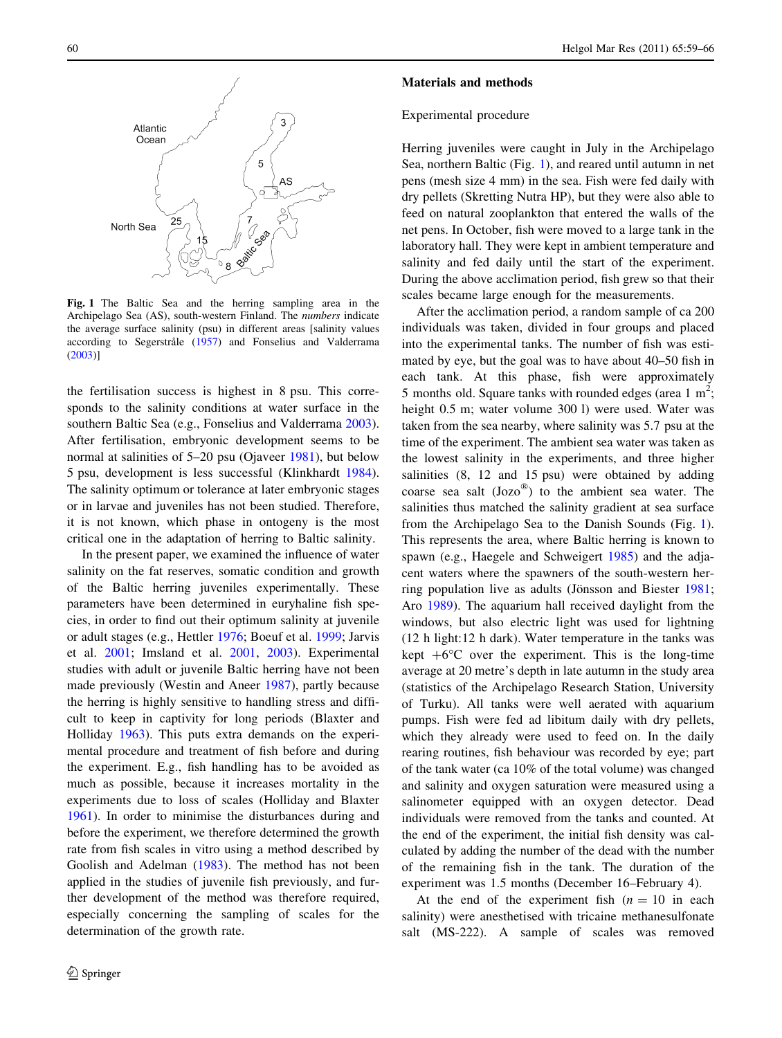**Fig. 1** The Baltic Sea and the herring sampling area in the Archipelago Sea (AS), south-western Finland. The *numbers* indicate the average surface salinity (psu) in different areas [salinity values according to Segerstråle (1957) and Fonselius and Valderrama (2003)]

the fertilisation success is highest in 8 psu. This corresponds to the salinity conditions at water surface in the southern Baltic Sea (e.g., Fonselius and Valderrama 2003). After fertilisation, embryonic development seems to be normal at salinities of 5–20 psu (Ojaveer 1981), but below 5 psu, development is less successful (Klinkhardt 1984). The salinity optimum or tolerance at later embryonic stages or in larvae and juveniles has not been studied. Therefore, it is not known, which phase in ontogeny is the most critical one in the adaptation of herring to Baltic salinity.

In the present paper, we examined the influence of water salinity on the fat reserves, somatic condition and growth of the Baltic herring juveniles experimentally. These parameters have been determined in euryhaline fish species, in order to find out their optimum salinity at juvenile or adult stages (e.g., Hettler 1976; Boeuf et al. 1999; Jarvis et al. 2001; Imsland et al. 2001, 2003). Experimental studies with adult or juvenile Baltic herring have not been made previously (Westin and Aneer 1987), partly because the herring is highly sensitive to handling stress and difficult to keep in captivity for long periods (Blaxter and Holliday 1963). This puts extra demands on the experimental procedure and treatment of fish before and during the experiment. E.g., fish handling has to be avoided as much as possible, because it increases mortality in the experiments due to loss of scales (Holliday and Blaxter 1961). In order to minimise the disturbances during and before the experiment, we therefore determined the growth rate from fish scales in vitro using a method described by Goolish and Adelman (1983). The method has not been applied in the studies of juvenile fish previously, and further development of the method was therefore required, especially concerning the sampling of scales for the determination of the growth rate.

## Materials and methods

### Experimental procedure

Herring juveniles were caught in July in the Archipelago Sea, northern Baltic (Fig. 1), and reared until autumn in net pens (mesh size 4 mm) in the sea. Fish were fed daily with dry pellets (Skretting Nutra HP), but they were also able to feed on natural zooplankton that entered the walls of the net pens. In October, fish were moved to a large tank in the laboratory hall. They were kept in ambient temperature and salinity and fed daily until the start of the experiment. During the above acclimation period, fish grew so that their scales became large enough for the measurements.

After the acclimation period, a random sample of ca 200 individuals was taken, divided in four groups and placed into the experimental tanks. The number of fish was estimated by eye, but the goal was to have about 40–50 fish in each tank. At this phase, fish were approximately 5 months old. Square tanks with rounded edges (area 1 $m^2$; height 0.5 m; water volume 300 l) were used. Water was taken from the sea nearby, where salinity was 5.7 psu at the time of the experiment. The ambient sea water was taken as the lowest salinity in the experiments, and three higher salinities (8, 12 and 15 psu) were obtained by adding coarse sea salt (Jozo®) to the ambient sea water. The salinities thus matched the salinity gradient at sea surface from the Archipelago Sea to the Danish Sounds (Fig. 1). This represents the area, where Baltic herring is known to spawn (e.g., Haegele and Schweigert 1985) and the adjacent waters where the spawners of the south-western herring population live as adults (Jönsson and Biester 1981; Aro 1989). The aquarium hall received daylight from the windows, but also electric light was used for lightning (12 h light:12 h dark). Water temperature in the tanks was kept +6°C over the experiment. This is the long-time average at 20 metre's depth in late autumn in the study area (statistics of the Archipelago Research Station, University of Turku). All tanks were well aerated with aquarium pumps. Fish were fed ad libitum daily with dry pellets, which they already were used to feed on. In the daily rearing routines, fish behaviour was recorded by eye; part of the tank water (ca 10% of the total volume) was changed and salinity and oxygen saturation were measured using a salinometer equipped with an oxygen detector. Dead individuals were removed from the tanks and counted. At the end of the experiment, the initial fish density was calculated by adding the number of the dead with the number of the remaining fish in the tank. The duration of the experiment was 1.5 months (December 16–February 4).

At the end of the experiment fish ($n = 10$ in each salinity) were anesthetised with tricaine methanesulfonate salt (MS-222). A sample of scales was removed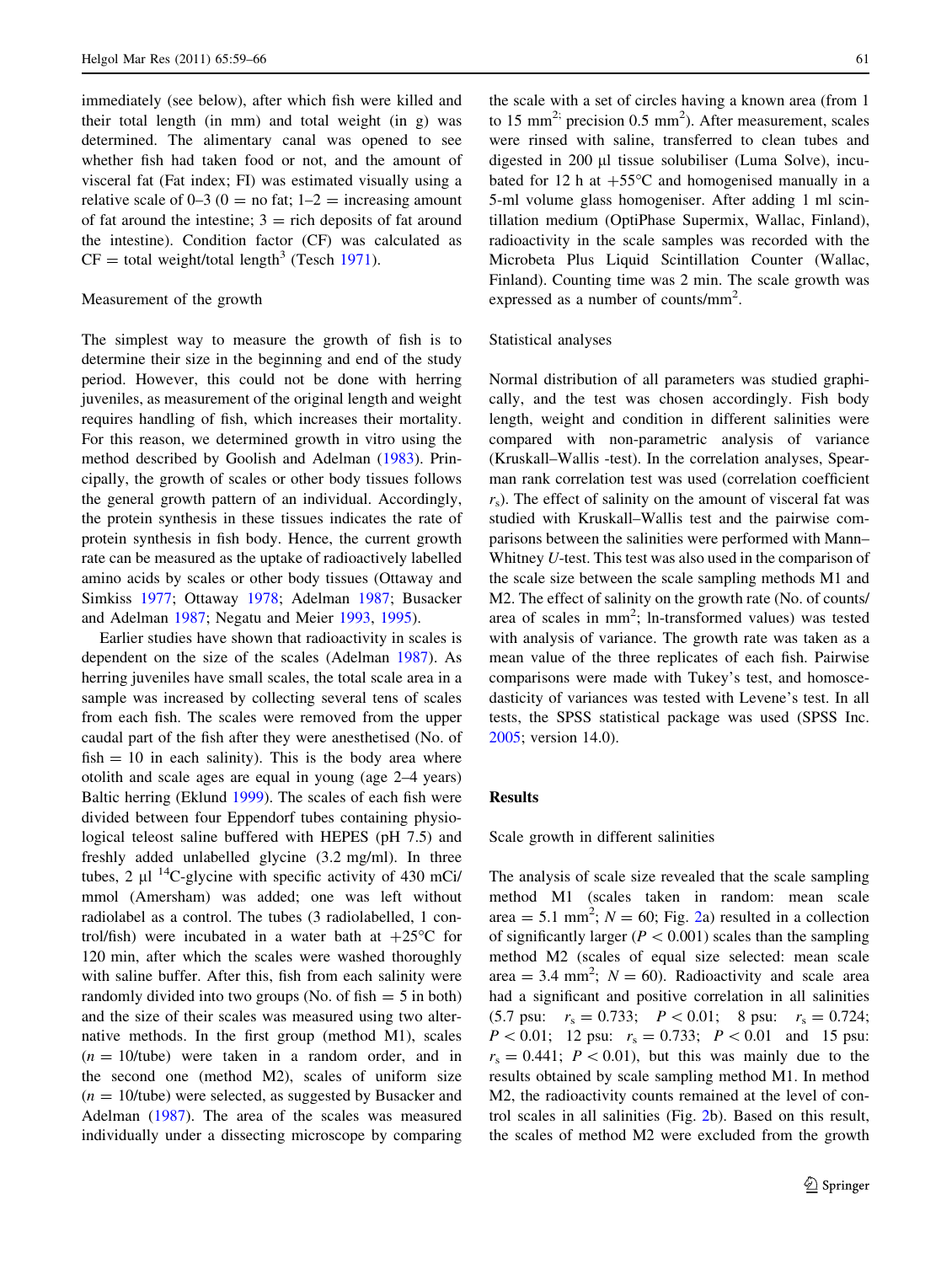immediately (see below), after which fish were killed and their total length (in mm) and total weight (in g) was determined. The alimentary canal was opened to see whether fish had taken food or not, and the amount of visceral fat (Fat index; FI) was estimated visually using a relative scale of 0–3 (0 = no fat; 1–2 = increasing amount of fat around the intestine; 3 = rich deposits of fat around the intestine). Condition factor (CF) was calculated as CF = total weight/total length$^3$ (Tesch 1971).

### Measurement of the growth

The simplest way to measure the growth of fish is to determine their size in the beginning and end of the study period. However, this could not be done with herring juveniles, as measurement of the original length and weight requires handling of fish, which increases their mortality. For this reason, we determined growth in vitro using the method described by Goolish and Adelman (1983). Principally, the growth of scales or other body tissues follows the general growth pattern of an individual. Accordingly, the protein synthesis in these tissues indicates the rate of protein synthesis in fish body. Hence, the current growth rate can be measured as the uptake of radioactively labelled amino acids by scales or other body tissues (Ottaway and Simkiss 1977; Ottaway 1978; Adelman 1987; Busacker and Adelman 1987; Negatu and Meier 1993, 1995).

Earlier studies have shown that radioactivity in scales is dependent on the size of the scales (Adelman 1987). As herring juveniles have small scales, the total scale area in a sample was increased by collecting several tens of scales from each fish. The scales were removed from the upper caudal part of the fish after they were anesthetised (No. of fish = 10 in each salinity). This is the body area where otolith and scale ages are equal in young (age 2–4 years) Baltic herring (Eklund 1999). The scales of each fish were divided between four Eppendorf tubes containing physiological teleost saline buffered with HEPES (pH 7.5) and freshly added unlabelled glycine (3.2 mg/ml). In three tubes, 2 µl $^{14}$C-glycine with specific activity of 430 mCi/mmol (Amersham) was added; one was left without radiolabel as a control. The tubes (3 radiolabelled, 1 control/fish) were incubated in a water bath at +25°C for 120 min, after which the scales were washed thoroughly with saline buffer. After this, fish from each salinity were randomly divided into two groups (No. of fish = 5 in both) and the size of their scales was measured using two alternative methods. In the first group (method M1), scales ($n$ = 10/tube) were taken in a random order, and in the second one (method M2), scales of uniform size ($n$ = 10/tube) were selected, as suggested by Busacker and Adelman (1987). The area of the scales was measured individually under a dissecting microscope by comparing the scale with a set of circles having a known area (from 1 to 15 mm$^2$; precision 0.5 mm$^2$). After measurement, scales were rinsed with saline, transferred to clean tubes and digested in 200 µl tissue solubiliser (Luma Solve), incubated for 12 h at +55°C and homogenised manually in a 5-ml volume glass homogeniser. After adding 1 ml scintillation medium (OptiPhase Supermix, Wallac, Finland), radioactivity in the scale samples was recorded with the Microbeta Plus Liquid Scintillation Counter (Wallac, Finland). Counting time was 2 min. The scale growth was expressed as a number of counts/mm$^2$.

### Statistical analyses

Normal distribution of all parameters was studied graphically, and the test was chosen accordingly. Fish body length, weight and condition in different salinities were compared with non-parametric analysis of variance (Kruskal–Wallis -test). In the correlation analyses, Spearman rank correlation test was used (correlation coefficient $r_s$). The effect of salinity on the amount of visceral fat was studied with Kruskal–Wallis test and the pairwise comparisons between the salinities were performed with Mann–Whitney *U*-test. This test was also used in the comparison of the scale size between the scale sampling methods M1 and M2. The effect of salinity on the growth rate (No. of counts/area of scales in mm$^2$; ln-transformed values) was tested with analysis of variance. The growth rate was taken as a mean value of the three replicates of each fish. Pairwise comparisons were made with Tukey's test, and homoscedasticity of variances was tested with Levene's test. In all tests, the SPSS statistical package was used (SPSS Inc. 2005; version 14.0).

## Results

### Scale growth in different salinities

The analysis of scale size revealed that the scale sampling method M1 (scales taken in random: mean scale area = 5.1 mm$^2$; $N$ = 60; Fig. 2a) resulted in a collection of significantly larger ($P < 0.001$) scales than the sampling method M2 (scales of equal size selected: mean scale area = 3.4 mm$^2$; $N$ = 60). Radioactivity and scale area had a significant and positive correlation in all salinities (5.7 psu: $r_s = 0.733$; $P < 0.01$; 8 psu: $r_s = 0.724$; $P < 0.01$; 12 psu: $r_s = 0.733$; $P < 0.01$ and 15 psu: $r_s = 0.441$; $P < 0.01$), but this was mainly due to the results obtained by scale sampling method M1. In method M2, the radioactivity counts remained at the level of control scales in all salinities (Fig. 2b). Based on this result, the scales of method M2 were excluded from the growth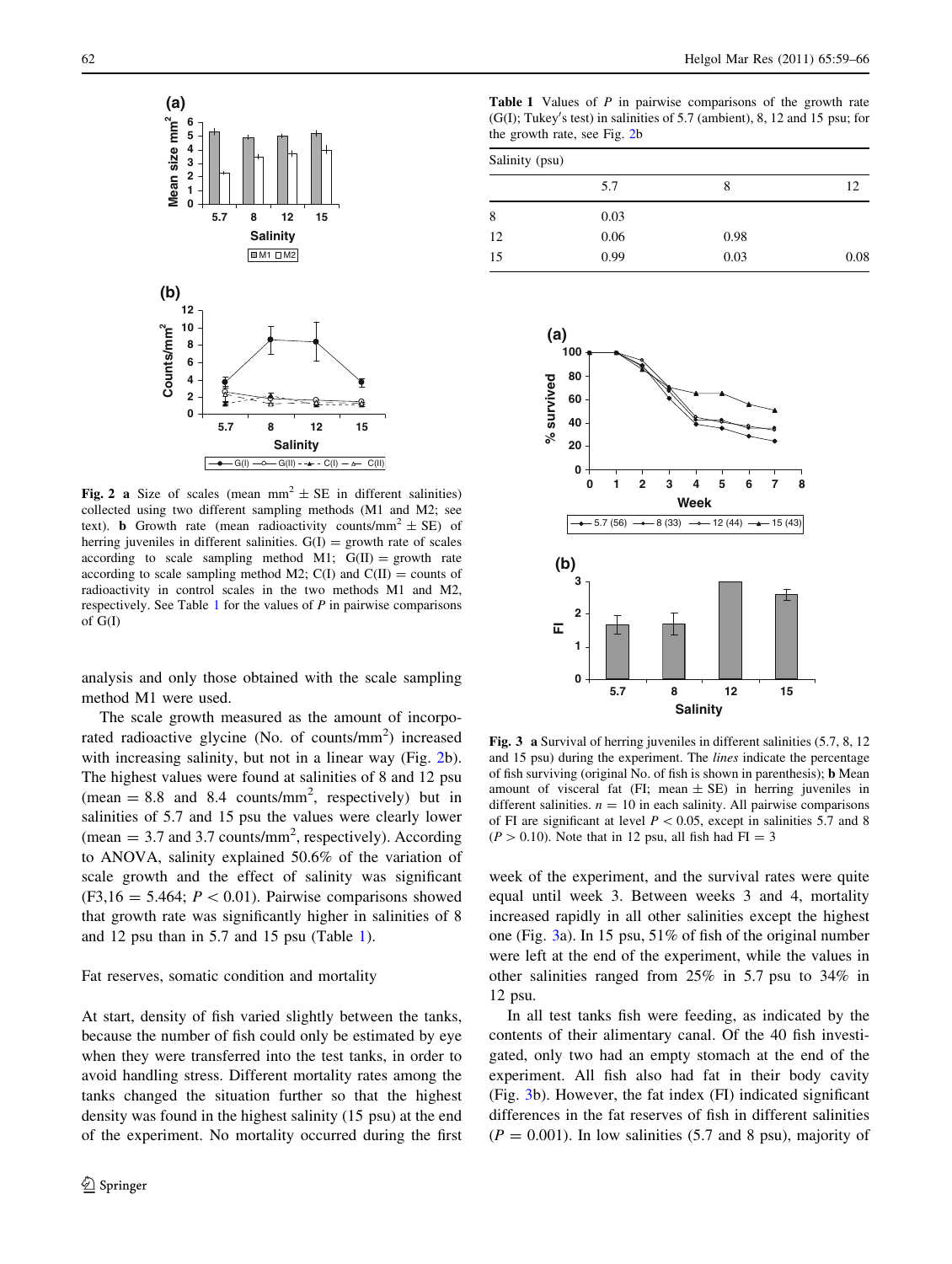**Fig. 2** **a** Size of scales (mean mm$^2$ ± SE in different salinities) collected using two different sampling methods (M1 and M2; see text). **b** Growth rate (mean radioactivity counts/mm$^2$ ± SE) of herring juveniles in different salinities. G(I) = growth rate of scales according to scale sampling method M1; G(II) = growth rate according to scale sampling method M2; C(I) and C(II) = counts of radioactivity in control scales in the two methods M1 and M2, respectively. See Table 1 for the values of *P* in pairwise comparisons of G(I)

analysis and only those obtained with the scale sampling method M1 were used.

The scale growth measured as the amount of incorporated radioactive glycine (No. of counts/mm$^2$) increased with increasing salinity, but not in a linear way (Fig. 2b). The highest values were found at salinities of 8 and 12 psu (mean = 8.8 and 8.4 counts/mm$^2$, respectively) but in salinities of 5.7 and 15 psu the values were clearly lower (mean = 3.7 and 3.7 counts/mm$^2$, respectively). According to ANOVA, salinity explained 50.6% of the variation of scale growth and the effect of salinity was significant ($F_{3,16} = 5.464$; $P < 0.01$). Pairwise comparisons showed that growth rate was significantly higher in salinities of 8 and 12 psu than in 5.7 and 15 psu (Table 1).

### Fat reserves, somatic condition and mortality

At start, density of fish varied slightly between the tanks, because the number of fish could only be estimated by eye when they were transferred into the test tanks, in order to avoid handling stress. Different mortality rates among the tanks changed the situation further so that the highest density was found in the highest salinity (15 psu) at the end of the experiment. No mortality occurred during the first week of the experiment, and the survival rates were quite equal until week 3. Between weeks 3 and 4, mortality increased rapidly in all other salinities except the highest one (Fig. 3a). In 15 psu, 51% of fish of the original number were left at the end of the experiment, while the values in other salinities ranged from 25% in 5.7 psu to 34% in 12 psu.

In all test tanks fish were feeding, as indicated by the contents of their alimentary canal. Of the 40 fish investigated, only two had an empty stomach at the end of the experiment. All fish also had fat in their body cavity (Fig. 3b). However, the fat index (FI) indicated significant differences in the fat reserves of fish in different salinities ($P = 0.001$). In low salinities (5.7 and 8 psu), majority of

**Table 1** Values of *P* in pairwise comparisons of the growth rate (G(I); Tukey′s test) in salinities of 5.7 (ambient), 8, 12 and 15 psu; for the growth rate, see Fig. 2b

| Salinity (psu) | | | |
|---|---|---|---|
| | 5.7 | 8 | 12 |
| 8 | 0.03 | | |
| 12 | 0.06 | 0.98 | |
| 15 | 0.99 | 0.03 | 0.08 |

**Fig. 3** **a** Survival of herring juveniles in different salinities (5.7, 8, 12 and 15 psu) during the experiment. The *lines* indicate the percentage of fish surviving (original No. of fish is shown in parenthesis); **b** Mean amount of visceral fat (FI; mean ± SE) in herring juveniles in different salinities. $n = 10$ in each salinity. All pairwise comparisons of FI are significant at level $P < 0.05$, except in salinities 5.7 and 8 ($P > 0.10$). Note that in 12 psu, all fish had FI = 3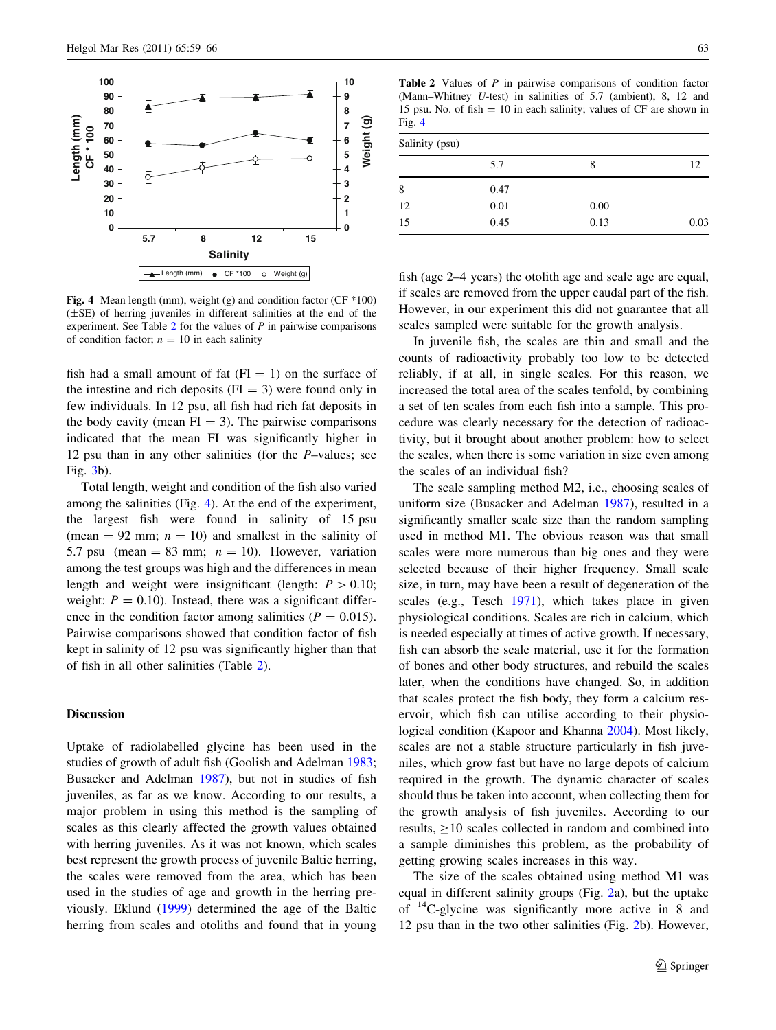Fig. 4 Mean length (mm), weight (g) and condition factor (CF *100) (±SE) of herring juveniles in different salinities at the end of the experiment. See Table 2 for the values of $P$ in pairwise comparisons of condition factor; $n = 10$ in each salinity

fish had a small amount of fat (FI = 1) on the surface of the intestine and rich fat deposits (FI = 3) were found only in few individuals. In 12 psu, all fish had rich fat deposits in the body cavity (mean FI = 3). The pairwise comparisons indicated that the mean FI was significantly higher in 12 psu than in any other salinities (for the $P$–values; see Fig. 3b).

Total length, weight and condition of the fish also varied among the salinities (Fig. 4). At the end of the experiment, the largest fish were found in salinity of 15 psu (mean = 92 mm; $n = 10$) and smallest in the salinity of 5.7 psu (mean = 83 mm; $n = 10$). However, variation among the test groups was high and the differences in mean length and weight were insignificant (length: $P > 0.10$; weight: $P = 0.10$). Instead, there was a significant difference in the condition factor among salinities ($P = 0.015$). Pairwise comparisons showed that condition factor of fish kept in salinity of 12 psu was significantly higher than that of fish in all other salinities (Table 2).

Table 2 Values of $P$ in pairwise comparisons of condition factor (Mann–Whitney $U$-test) in salinities of 5.7 (ambient), 8, 12 and 15 psu. No. of fish = 10 in each salinity; values of CF are shown in Fig. 4

| Salinity (psu) | | | |
|---|---|---|---|
| | 5.7 | 8 | 12 |
| 8 | 0.47 | | |
| 12 | 0.01 | 0.00 | |
| 15 | 0.45 | 0.13 | 0.03 |

## Discussion

Uptake of radiolabelled glycine has been used in the studies of growth of adult fish (Goolish and Adelman 1983; Busacker and Adelman 1987), but not in studies of fish juveniles, as far as we know. According to our results, a major problem in using this method is the sampling of scales as this clearly affected the growth values obtained with herring juveniles. As it was not known, which scales best represent the growth process of juvenile Baltic herring, the scales were removed from the area, which has been used in the studies of age and growth in the herring previously. Eklund (1999) determined the age of the Baltic herring from scales and otoliths and found that in young fish (age 2–4 years) the otolith age and scale age are equal, if scales are removed from the upper caudal part of the fish. However, in our experiment this did not guarantee that all scales sampled were suitable for the growth analysis.

In juvenile fish, the scales are thin and small and the counts of radioactivity probably too low to be detected reliably, if at all, in single scales. For this reason, we increased the total area of the scales tenfold, by combining a set of ten scales from each fish into a sample. This procedure was clearly necessary for the detection of radioactivity, but it brought about another problem: how to select the scales, when there is some variation in size even among the scales of an individual fish?

The scale sampling method M2, i.e., choosing scales of uniform size (Busacker and Adelman 1987), resulted in a significantly smaller scale size than the random sampling used in method M1. The obvious reason was that small scales were more numerous than big ones and they were selected because of their higher frequency. Small scale size, in turn, may have been a result of degeneration of the scales (e.g., Tesch 1971), which takes place in given physiological conditions. Scales are rich in calcium, which is needed especially at times of active growth. If necessary, fish can absorb the scale material, use it for the formation of bones and other body structures, and rebuild the scales later, when the conditions have changed. So, in addition that scales protect the fish body, they form a calcium reservoir, which fish can utilise according to their physiological condition (Kapoor and Khanna 2004). Most likely, scales are not a stable structure particularly in fish juveniles, which grow fast but have no large depots of calcium required in the growth. The dynamic character of scales should thus be taken into account, when collecting them for the growth analysis of fish juveniles. According to our results, ≥10 scales collected in random and combined into a sample diminishes this problem, as the probability of getting growing scales increases in this way.

The size of the scales obtained using method M1 was equal in different salinity groups (Fig. 2a), but the uptake of $^{14}$C-glycine was significantly more active in 8 and 12 psu than in the two other salinities (Fig. 2b). However,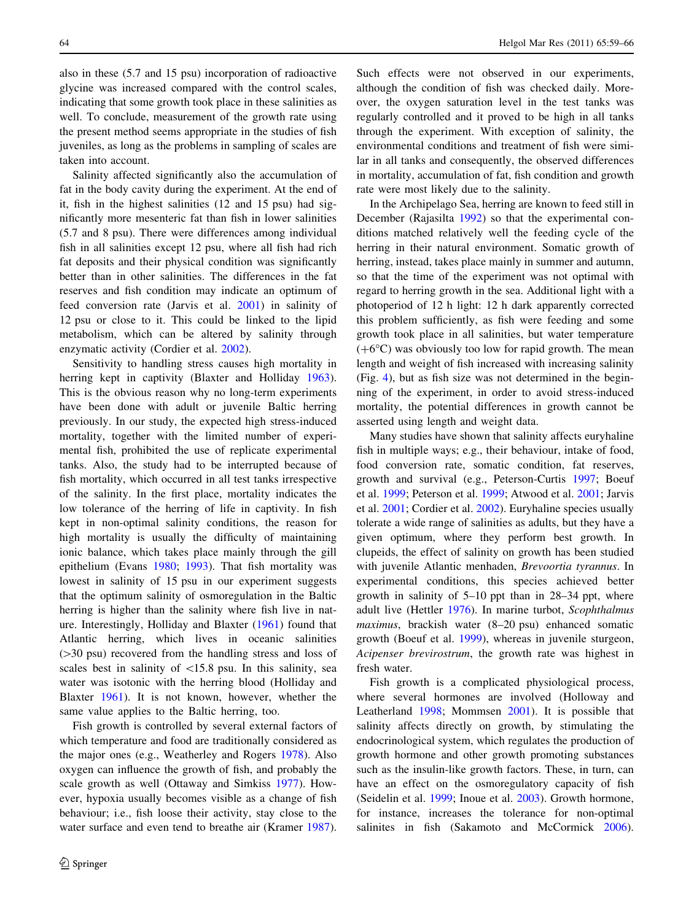also in these (5.7 and 15 psu) incorporation of radioactive glycine was increased compared with the control scales, indicating that some growth took place in these salinities as well. To conclude, measurement of the growth rate using the present method seems appropriate in the studies of fish juveniles, as long as the problems in sampling of scales are taken into account.

Salinity affected significantly also the accumulation of fat in the body cavity during the experiment. At the end of it, fish in the highest salinities (12 and 15 psu) had significantly more mesenteric fat than fish in lower salinities (5.7 and 8 psu). There were differences among individual fish in all salinities except 12 psu, where all fish had rich fat deposits and their physical condition was significantly better than in other salinities. The differences in the fat reserves and fish condition may indicate an optimum of feed conversion rate (Jarvis et al. 2001) in salinity of 12 psu or close to it. This could be linked to the lipid metabolism, which can be altered by salinity through enzymatic activity (Cordier et al. 2002).

Sensitivity to handling stress causes high mortality in herring kept in captivity (Blaxter and Holliday 1963). This is the obvious reason why no long-term experiments have been done with adult or juvenile Baltic herring previously. In our study, the expected high stress-induced mortality, together with the limited number of experimental fish, prohibited the use of replicate experimental tanks. Also, the study had to be interrupted because of fish mortality, which occurred in all test tanks irrespective of the salinity. In the first place, mortality indicates the low tolerance of the herring of life in captivity. In fish kept in non-optimal salinity conditions, the reason for high mortality is usually the difficulty of maintaining ionic balance, which takes place mainly through the gill epithelium (Evans 1980; 1993). That fish mortality was lowest in salinity of 15 psu in our experiment suggests that the optimum salinity of osmoregulation in the Baltic herring is higher than the salinity where fish live in nature. Interestingly, Holliday and Blaxter (1961) found that Atlantic herring, which lives in oceanic salinities (>30 psu) recovered from the handling stress and loss of scales best in salinity of <15.8 psu. In this salinity, sea water was isotonic with the herring blood (Holliday and Blaxter 1961). It is not known, however, whether the same value applies to the Baltic herring, too.

Fish growth is controlled by several external factors of which temperature and food are traditionally considered as the major ones (e.g., Weatherley and Rogers 1978). Also oxygen can influence the growth of fish, and probably the scale growth as well (Ottaway and Simkiss 1977). However, hypoxia usually becomes visible as a change of fish behaviour; i.e., fish loose their activity, stay close to the water surface and even tend to breathe air (Kramer 1987). Such effects were not observed in our experiments, although the condition of fish was checked daily. Moreover, the oxygen saturation level in the test tanks was regularly controlled and it proved to be high in all tanks through the experiment. With exception of salinity, the environmental conditions and treatment of fish were similar in all tanks and consequently, the observed differences in mortality, accumulation of fat, fish condition and growth rate were most likely due to the salinity.

In the Archipelago Sea, herring are known to feed still in December (Rajasilta 1992) so that the experimental conditions matched relatively well the feeding cycle of the herring in their natural environment. Somatic growth of herring, instead, takes place mainly in summer and autumn, so that the time of the experiment was not optimal with regard to herring growth in the sea. Additional light with a photoperiod of 12 h light: 12 h dark apparently corrected this problem sufficiently, as fish were feeding and some growth took place in all salinities, but water temperature (+6°C) was obviously too low for rapid growth. The mean length and weight of fish increased with increasing salinity (Fig. 4), but as fish size was not determined in the beginning of the experiment, in order to avoid stress-induced mortality, the potential differences in growth cannot be asserted using length and weight data.

Many studies have shown that salinity affects euryhaline fish in multiple ways; e.g., their behaviour, intake of food, food conversion rate, somatic condition, fat reserves, growth and survival (e.g., Peterson-Curtis 1997; Boeuf et al. 1999; Peterson et al. 1999; Atwood et al. 2001; Jarvis et al. 2001; Cordier et al. 2002). Euryhaline species usually tolerate a wide range of salinities as adults, but they have a given optimum, where they perform best growth. In clupeids, the effect of salinity on growth has been studied with juvenile Atlantic menhaden, *Brevoortia tyrannus*. In experimental conditions, this species achieved better growth in salinity of 5–10 ppt than in 28–34 ppt, where adult live (Hettler 1976). In marine turbot, *Scophthalmus maximus*, brackish water (8–20 psu) enhanced somatic growth (Boeuf et al. 1999), whereas in juvenile sturgeon, *Acipenser brevirostrum*, the growth rate was highest in fresh water.

Fish growth is a complicated physiological process, where several hormones are involved (Holloway and Leatherland 1998; Mommsen 2001). It is possible that salinity affects directly on growth, by stimulating the endocrinological system, which regulates the production of growth hormone and other growth promoting substances such as the insulin-like growth factors. These, in turn, can have an effect on the osmoregulatory capacity of fish (Seidelin et al. 1999; Inoue et al. 2003). Growth hormone, for instance, increases the tolerance for non-optimal salinites in fish (Sakamoto and McCormick 2006).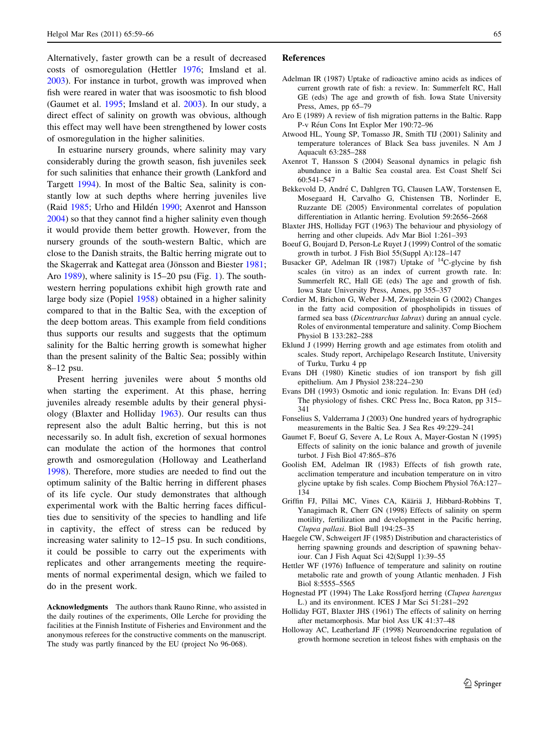Alternatively, faster growth can be a result of decreased costs of osmoregulation (Hettler 1976; Imsland et al. 2003). For instance in turbot, growth was improved when fish were reared in water that was isoosmotic to fish blood (Gaumet et al. 1995; Imsland et al. 2003). In our study, a direct effect of salinity on growth was obvious, although this effect may well have been strengthened by lower costs of osmoregulation in the higher salinities.

In estuarine nursery grounds, where salinity may vary considerably during the growth season, fish juveniles seek for such salinities that enhance their growth (Lankford and Targett 1994). In most of the Baltic Sea, salinity is constantly low at such depths where herring juveniles live (Raid 1985; Urho and Hildén 1990; Axenrot and Hansson 2004) so that they cannot find a higher salinity even though it would provide them better growth. However, from the nursery grounds of the south-western Baltic, which are close to the Danish straits, the Baltic herring migrate out to the Skagerrak and Kattegat area (Jönsson and Biester 1981; Aro 1989), where salinity is 15–20 psu (Fig. 1). The south-western herring populations exhibit high growth rate and large body size (Popiel 1958) obtained in a higher salinity compared to that in the Baltic Sea, with the exception of the deep bottom areas. This example from field conditions thus supports our results and suggests that the optimum salinity for the Baltic herring growth is somewhat higher than the present salinity of the Baltic Sea; possibly within 8–12 psu.

Present herring juveniles were about 5 months old when starting the experiment. At this phase, herring juveniles already resemble adults by their general physiology (Blaxter and Holliday 1963). Our results can thus represent also the adult Baltic herring, but this is not necessarily so. In adult fish, excretion of sexual hormones can modulate the action of the hormones that control growth and osmoregulation (Holloway and Leatherland 1998). Therefore, more studies are needed to find out the optimum salinity of the Baltic herring in different phases of its life cycle. Our study demonstrates that although experimental work with the Baltic herring faces difficulties due to sensitivity of the species to handling and life in captivity, the effect of stress can be reduced by increasing water salinity to 12–15 psu. In such conditions, it could be possible to carry out the experiments with replicates and other arrangements meeting the requirements of normal experimental design, which we failed to do in the present work.

**Acknowledgments** The authors thank Rauno Rinne, who assisted in the daily routines of the experiments, Olle Lerche for providing the facilities at the Finnish Institute of Fisheries and Environment and the anonymous referees for the constructive comments on the manuscript. The study was partly financed by the EU (project No 96-068).

## References

Adelman IR (1987) Uptake of radioactive amino acids as indices of current growth rate of fish: a review. In: Summerfelt RC, Hall GE (eds) The age and growth of fish. Iowa State University Press, Ames, pp 65–79

Aro E (1989) A review of fish migration patterns in the Baltic. Rapp P-v Réun Cons Int Explor Mer 190:72–96

Atwood HL, Young SP, Tomasso JR, Smith TIJ (2001) Salinity and temperature tolerances of Black Sea bass juveniles. N Am J Aquacult 63:285–288

Axenrot T, Hansson S (2004) Seasonal dynamics in pelagic fish abundance in a Baltic Sea coastal area. Est Coast Shelf Sci 60:541–547

Bekkevold D, André C, Dahlgren TG, Clausen LAW, Torstensen E, Mosegaard H, Carvalho G, Chistensen TB, Norlinder E, Ruzzante DE (2005) Environmental correlates of population differentiation in Atlantic herring. Evolution 59:2656–2668

Blaxter JHS, Holliday FGT (1963) The behaviour and physiology of herring and other clupeids. Adv Mar Biol 1:261–393

Boeuf G, Boujard D, Person-Le Ruyet J (1999) Control of the somatic growth in turbot. J Fish Biol 55(Suppl A):128–147

Busacker GP, Adelman IR (1987) Uptake of $^{14}$C-glycine by fish scales (in vitro) as an index of current growth rate. In: Summerfelt RC, Hall GE (eds) The age and growth of fish. Iowa State University Press, Ames, pp 355–357

Cordier M, Brichon G, Weber J-M, Zwingelstein G (2002) Changes in the fatty acid composition of phospholipids in tissues of farmed sea bass (*Dicentrarchus labrax*) during an annual cycle. Roles of environmental temperature and salinity. Comp Biochem Physiol B 133:282–288

Eklund J (1999) Herring growth and age estimates from otolith and scales. Study report, Archipelago Research Institute, University of Turku, Turku 4 pp

Evans DH (1980) Kinetic studies of ion transport by fish gill epithelium. Am J Physiol 238:224–230

Evans DH (1993) Osmotic and ionic regulation. In: Evans DH (ed) The physiology of fishes. CRC Press Inc, Boca Raton, pp 315–341

Fonselius S, Valderrama J (2003) One hundred years of hydrographic measurements in the Baltic Sea. J Sea Res 49:229–241

Gaumet F, Boeuf G, Severe A, Le Roux A, Mayer-Gostan N (1995) Effects of salinity on the ionic balance and growth of juvenile turbot. J Fish Biol 47:865–876

Goolish EM, Adelman IR (1983) Effects of fish growth rate, acclimation temperature and incubation temperature on in vitro glycine uptake by fish scales. Comp Biochem Physiol 76A:127–134

Griffin FJ, Pillai MC, Vines CA, Kääriä J, Hibbard-Robbins T, Yanagimach R, Cherr GN (1998) Effects of salinity on sperm motility, fertilization and development in the Pacific herring, *Clupea pallasi*. Biol Bull 194:25–35

Haegele CW, Schweigert JF (1985) Distribution and characteristics of herring spawning grounds and description of spawning behaviour. Can J Fish Aquat Sci 42(Suppl 1):39–55

Hettler WF (1976) Influence of temperature and salinity on routine metabolic rate and growth of young Atlantic menhaden. J Fish Biol 8:5555–5565

Hognestad PT (1994) The Lake Rossfjord herring (*Clupea harengus* L.) and its environment. ICES J Mar Sci 51:281–292

Holliday FGT, Blaxter JHS (1961) The effects of salinity on herring after metamorphosis. Mar biol Ass UK 41:37–48

Holloway AC, Leatherland JF (1998) Neuroendocrine regulation of growth hormone secretion in teleost fishes with emphasis on the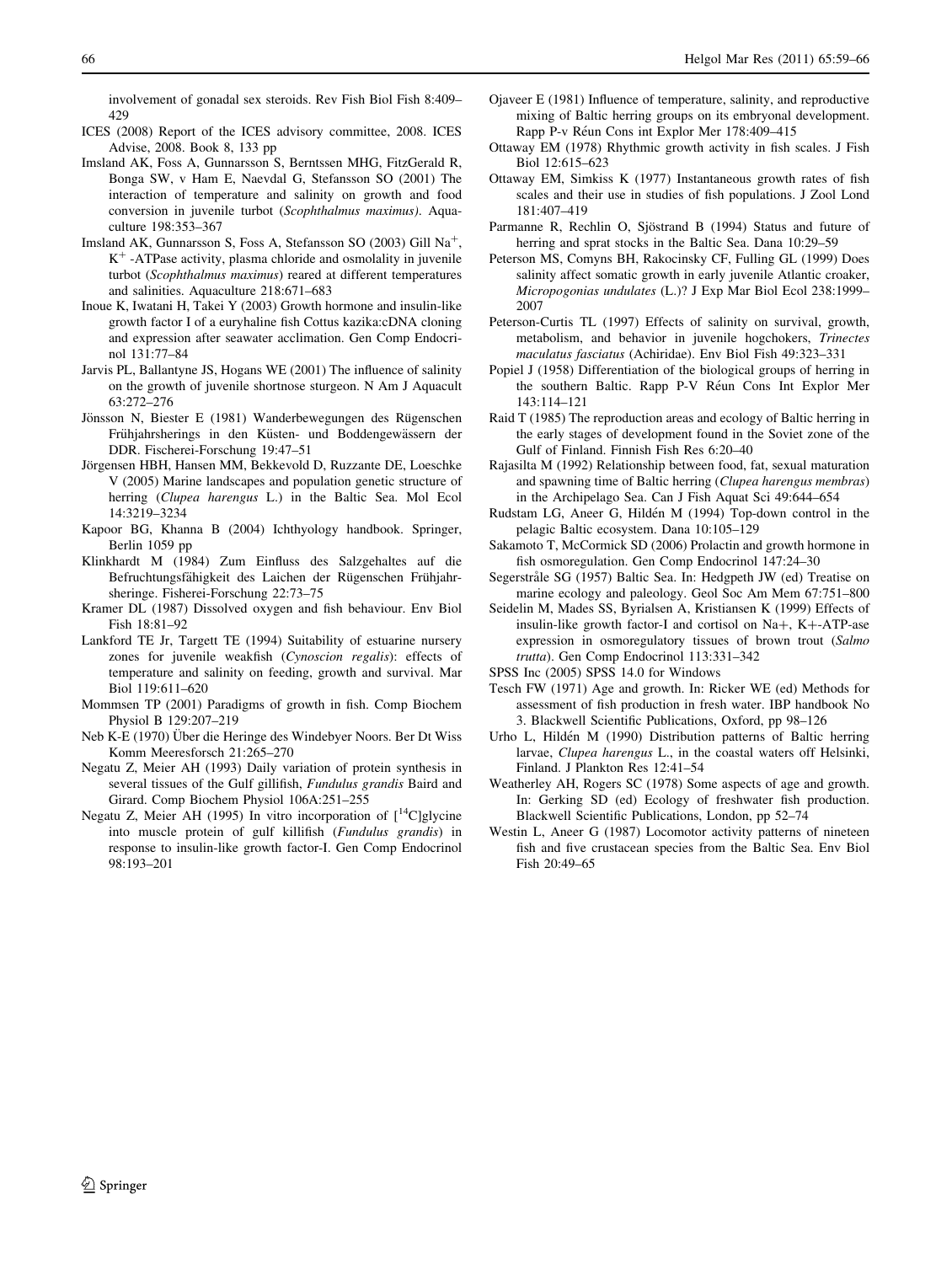involvement of gonadal sex steroids. Rev Fish Biol Fish 8:409–429

ICES (2008) Report of the ICES advisory committee, 2008. ICES Advise, 2008. Book 8, 133 pp

Imsland AK, Foss A, Gunnarsson S, Berntssen MHG, FitzGerald R, Bonga SW, v Ham E, Naevdal G, Stefansson SO (2001) The interaction of temperature and salinity on growth and food conversion in juvenile turbot (*Scophthalmus maximus*). Aquaculture 198:353–367

Imsland AK, Gunnarsson S, Foss A, Stefansson SO (2003) Gill $Na^{+}$, $K^{+}$ -ATPase activity, plasma chloride and osmolality in juvenile turbot (*Scophthalmus maximus*) reared at different temperatures and salinities. Aquaculture 218:671–683

Inoue K, Iwatani H, Takei Y (2003) Growth hormone and insulin-like growth factor I of a euryhaline fish Cottus kazika:cDNA cloning and expression after seawater acclimation. Gen Comp Endocrinol 131:77–84

Jarvis PL, Ballantyne JS, Hogans WE (2001) The influence of salinity on the growth of juvenile shortnose sturgeon. N Am J Aquacult 63:272–276

Jönsson N, Biester E (1981) Wanderbewegungen des Rügenschen Frühjahrsherings in den Küsten- und Boddengewässern der DDR. Fischerei-Forschung 19:47–51

Jörgensen HBH, Hansen MM, Bekkevold D, Ruzzante DE, Loeschke V (2005) Marine landscapes and population genetic structure of herring (*Clupea harengus* L.) in the Baltic Sea. Mol Ecol 14:3219–3234

Kapoor BG, Khanna B (2004) Ichthyology handbook. Springer, Berlin 1059 pp

Klinkhardt M (1984) Zum Einfluss des Salzgehaltes auf die Befruchtungsfähigkeit des Laichen der Rügenschen Frühjahrsheringe. Fisherei-Forschung 22:73–75

Kramer DL (1987) Dissolved oxygen and fish behaviour. Env Biol Fish 18:81–92

Lankford TE Jr, Targett TE (1994) Suitability of estuarine nursery zones for juvenile weakfish (*Cynoscion regalis*): effects of temperature and salinity on feeding, growth and survival. Mar Biol 119:611–620

Mommsen TP (2001) Paradigms of growth in fish. Comp Biochem Physiol B 129:207–219

Neb K-E (1970) Über die Heringe des Windebyer Noors. Ber Dt Wiss Komm Meeresforsch 21:265–270

Negatu Z, Meier AH (1993) Daily variation of protein synthesis in several tissues of the Gulf gillifish, *Fundulus grandis* Baird and Girard. Comp Biochem Physiol 106A:251–255

Negatu Z, Meier AH (1995) In vitro incorporation of $[^{14}C]$glycine into muscle protein of gulf killifish (*Fundulus grandis*) in response to insulin-like growth factor-I. Gen Comp Endocrinol 98:193–201

Ojaveer E (1981) Influence of temperature, salinity, and reproductive mixing of Baltic herring groups on its embryonal development. Rapp P-v Réun Cons int Explor Mer 178:409–415

Ottaway EM (1978) Rhythmic growth activity in fish scales. J Fish Biol 12:615–623

Ottaway EM, Simkiss K (1977) Instantaneous growth rates of fish scales and their use in studies of fish populations. J Zool Lond 181:407–419

Parmanne R, Rechlin O, Sjöstrand B (1994) Status and future of herring and sprat stocks in the Baltic Sea. Dana 10:29–59

Peterson MS, Comyns BH, Rakocinsky CF, Fulling GL (1999) Does salinity affect somatic growth in early juvenile Atlantic croaker, *Micropogonias undulates* (L.)? J Exp Mar Biol Ecol 238:1999–2007

Peterson-Curtis TL (1997) Effects of salinity on survival, growth, metabolism, and behavior in juvenile hogchokers, *Trinectes maculatus fasciatus* (Achiridae). Env Biol Fish 49:323–331

Popiel J (1958) Differentiation of the biological groups of herring in the southern Baltic. Rapp P-V Réun Cons Int Explor Mer 143:114–121

Raid T (1985) The reproduction areas and ecology of Baltic herring in the early stages of development found in the Soviet zone of the Gulf of Finland. Finnish Fish Res 6:20–40

Rajasilta M (1992) Relationship between food, fat, sexual maturation and spawning time of Baltic herring (*Clupea harengus membras*) in the Archipelago Sea. Can J Fish Aquat Sci 49:644–654

Rudstam LG, Aneer G, Hildén M (1994) Top-down control in the pelagic Baltic ecosystem. Dana 10:105–129

Sakamoto T, McCormick SD (2006) Prolactin and growth hormone in fish osmoregulation. Gen Comp Endocrinol 147:24–30

Segerstråle SG (1957) Baltic Sea. In: Hedgpeth JW (ed) Treatise on marine ecology and paleology. Geol Soc Am Mem 67:751–800

Seidelin M, Mades SS, Byrialsen A, Kristiansen K (1999) Effects of insulin-like growth factor-I and cortisol on Na+, K+-ATP-ase expression in osmoregulatory tissues of brown trout (*Salmo trutta*). Gen Comp Endocrinol 113:331–342

SPSS Inc (2005) SPSS 14.0 for Windows

Tesch FW (1971) Age and growth. In: Ricker WE (ed) Methods for assessment of fish production in fresh water. IBP handbook No 3. Blackwell Scientific Publications, Oxford, pp 98–126

Urho L, Hildén M (1990) Distribution patterns of Baltic herring larvae, *Clupea harengus* L., in the coastal waters off Helsinki, Finland. J Plankton Res 12:41–54

Weatherley AH, Rogers SC (1978) Some aspects of age and growth. In: Gerking SD (ed) Ecology of freshwater fish production. Blackwell Scientific Publications, London, pp 52–74

Westin L, Aneer G (1987) Locomotor activity patterns of nineteen fish and five crustacean species from the Baltic Sea. Env Biol Fish 20:49–65